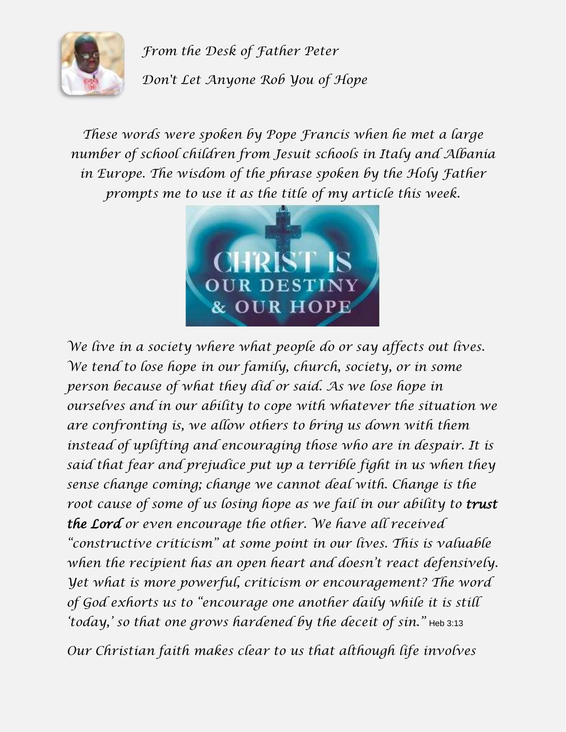*From the Desk of Father Peter*

# *Don't Let Anyone Rob You of Hope*

*These words were spoken by Pope Francis when he met a large number of school children from Jesuit schools in Italy and Albania in Europe. The wisdom of the phrase spoken by the Holy Father prompts me to use it as the title of my article this week.*

*We live in a society where what people do or say affects out lives. We tend to lose hope in our family, church, society, or in some person because of what they did or said. As we lose hope in ourselves and in our ability to cope with whatever the situation we are confronting is, we allow others to bring us down with them instead of uplifting and encouraging those who are in despair. It is said that fear and prejudice put up a terrible fight in us when they sense change coming; change we cannot deal with. Change is the root cause of some of us losing hope as we fail in our ability to* ***trust the Lord*** *or even encourage the other. We have all received "constructive criticism" at some point in our lives. This is valuable when the recipient has an open heart and doesn't react defensively. Yet what is more powerful, criticism or encouragement? The word of God exhorts us to "encourage one another daily while it is still 'today,' so that one grows hardened by the deceit of sin."* Heb 3:13

*Our Christian faith makes clear to us that although life involves*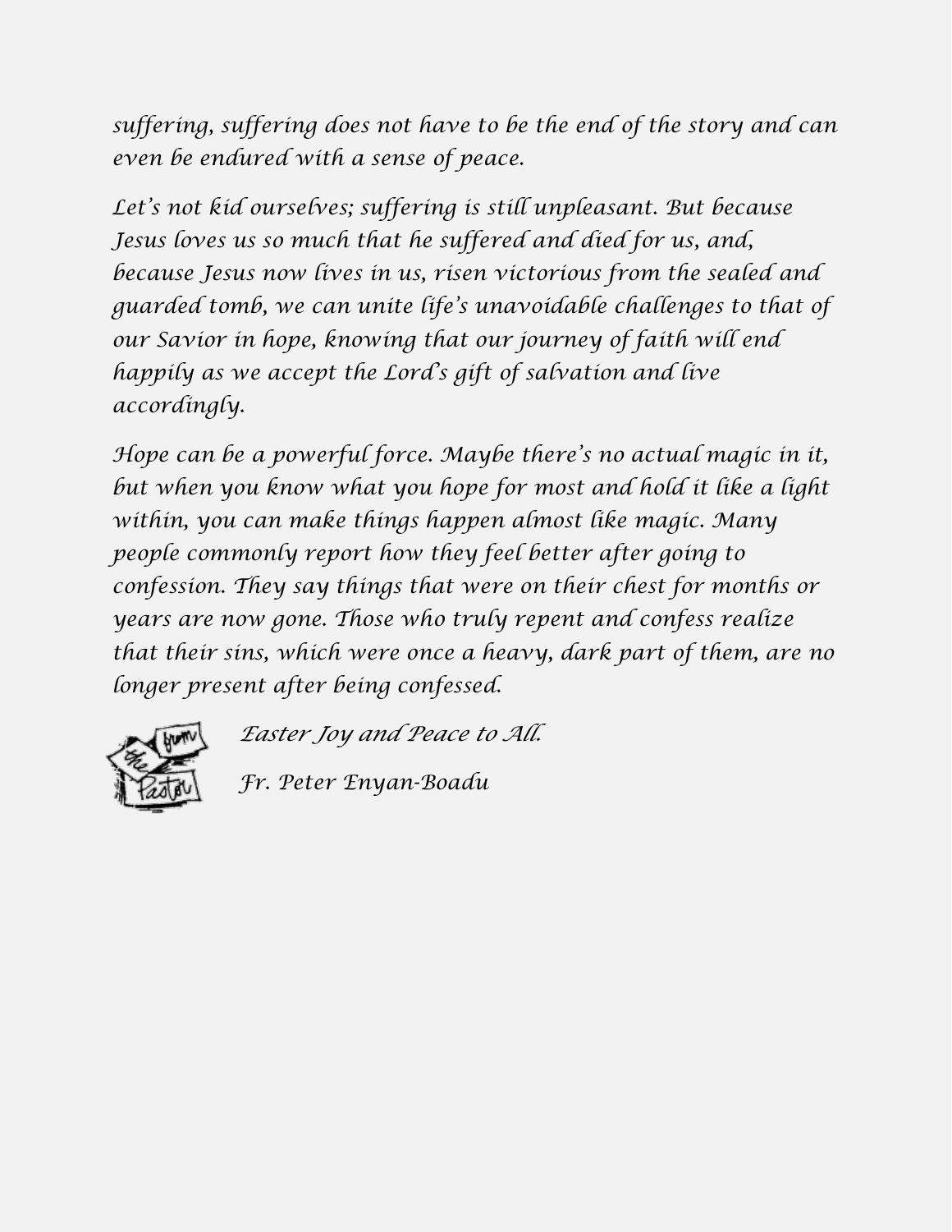*suffering, suffering does not have to be the end of the story and can even be endured with a sense of peace.*

*Let's not kid ourselves; suffering is still unpleasant. But because Jesus loves us so much that he suffered and died for us, and, because Jesus now lives in us, risen victorious from the sealed and guarded tomb, we can unite life's unavoidable challenges to that of our Savior in hope, knowing that our journey of faith will end happily as we accept the Lord's gift of salvation and live accordingly.*

*Hope can be a powerful force. Maybe there's no actual magic in it, but when you know what you hope for most and hold it like a light within, you can make things happen almost like magic. Many people commonly report how they feel better after going to confession. They say things that were on their chest for months or years are now gone. Those who truly repent and confess realize that their sins, which were once a heavy, dark part of them, are no longer present after being confessed.*

*Easter Joy and Peace to All.*

*Fr. Peter Enyan-Boadu*